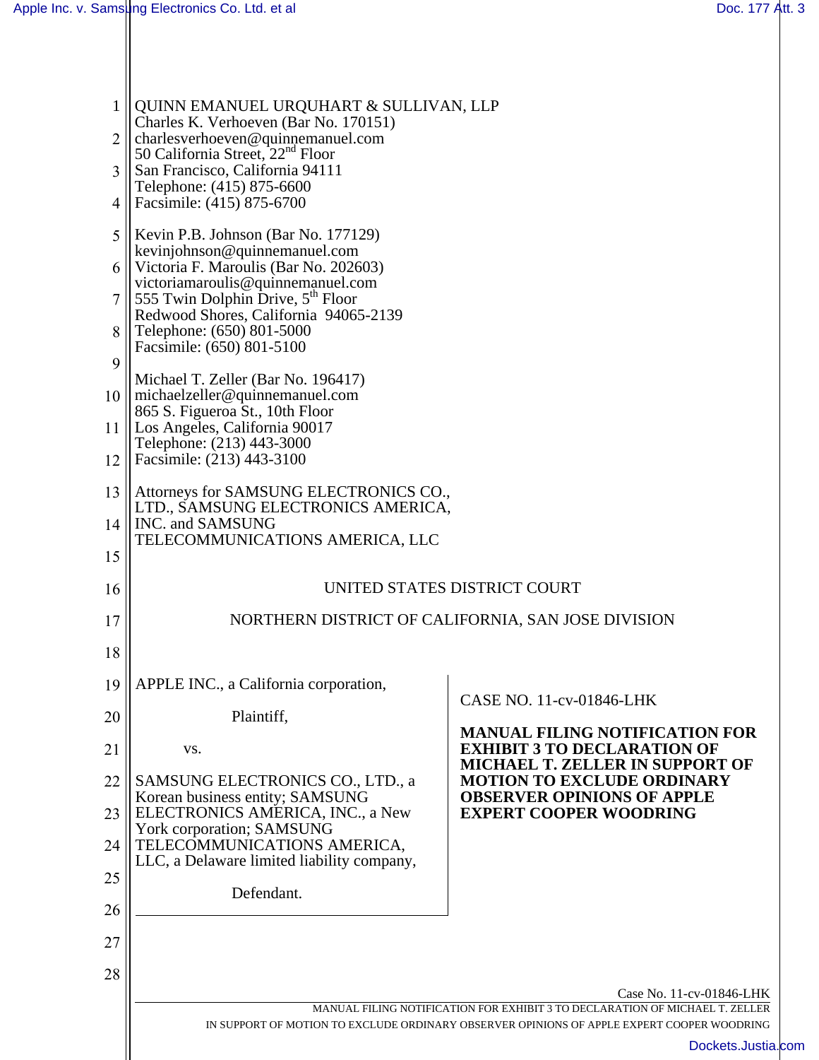QUINN EMANUEL URQUHART & SULLIVAN, LLP
Charles K. Verhoeven (Bar No. 170151)
charlesverhoeven@quinnemanuel.com
50 California Street, 22nd Floor
San Francisco, California 94111
Telephone: (415) 875-6600
Facsimile: (415) 875-6700

Kevin P.B. Johnson (Bar No. 177129)
kevinjohnson@quinnemanuel.com
Victoria F. Maroulis (Bar No. 202603)
victoriamaroulis@quinnemanuel.com
555 Twin Dolphin Drive, 5th Floor
Redwood Shores, California 94065-2139
Telephone: (650) 801-5000
Facsimile: (650) 801-5100

Michael T. Zeller (Bar No. 196417)
michaelzeller@quinnemanuel.com
865 S. Figueroa St., 10th Floor
Los Angeles, California 90017
Telephone: (213) 443-3000
Facsimile: (213) 443-3100

Attorneys for SAMSUNG ELECTRONICS CO., LTD., SAMSUNG ELECTRONICS AMERICA, INC. and SAMSUNG TELECOMMUNICATIONS AMERICA, LLC

UNITED STATES DISTRICT COURT

NORTHERN DISTRICT OF CALIFORNIA, SAN JOSE DIVISION

APPLE INC., a California corporation,

Plaintiff,

vs.

SAMSUNG ELECTRONICS CO., LTD., a Korean business entity; SAMSUNG ELECTRONICS AMERICA, INC., a New York corporation; SAMSUNG TELECOMMUNICATIONS AMERICA, LLC, a Delaware limited liability company,

Defendant.

CASE NO. 11-cv-01846-LHK

**MANUAL FILING NOTIFICATION FOR EXHIBIT 3 TO DECLARATION OF MICHAEL T. ZELLER IN SUPPORT OF MOTION TO EXCLUDE ORDINARY OBSERVER OPINIONS OF APPLE EXPERT COOPER WOODRING**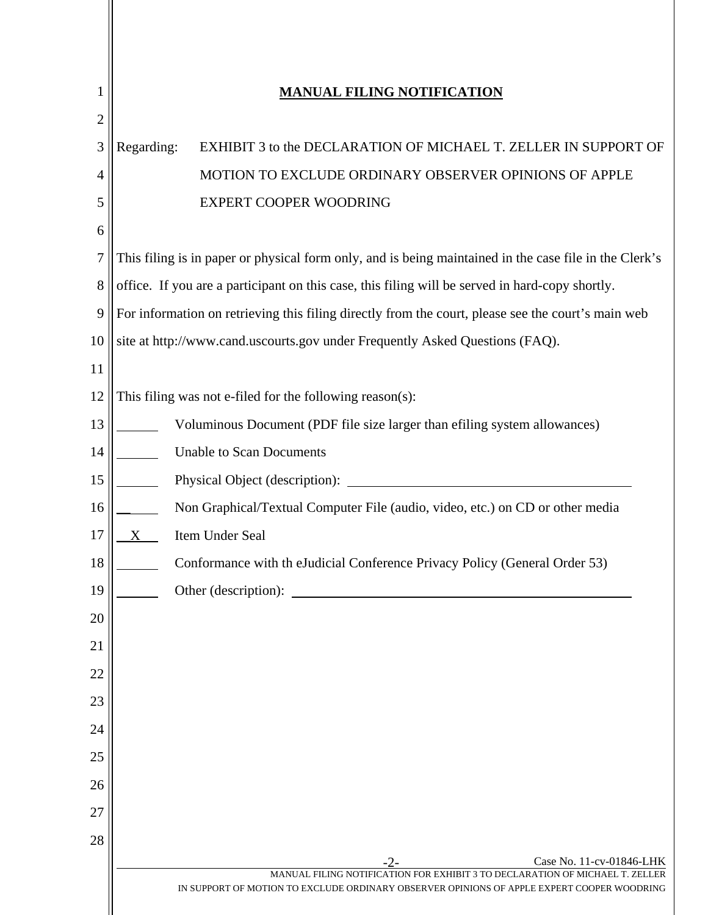# MANUAL FILING NOTIFICATION

Regarding: EXHIBIT 3 to the DECLARATION OF MICHAEL T. ZELLER IN SUPPORT OF MOTION TO EXCLUDE ORDINARY OBSERVER OPINIONS OF APPLE EXPERT COOPER WOODRING

This filing is in paper or physical form only, and is being maintained in the case file in the Clerk's office. If you are a participant on this case, this filing will be served in hard-copy shortly. For information on retrieving this filing directly from the court, please see the court's main web site at http://www.cand.uscourts.gov under Frequently Asked Questions (FAQ).

This filing was not e-filed for the following reason(s):

- ______ Voluminous Document (PDF file size larger than efiling system allowances)
- ______ Unable to Scan Documents
- ______ Physical Object (description): ______________________
- ______ Non Graphical/Textual Computer File (audio, video, etc.) on CD or other media
- __X__ Item Under Seal
- ______ Conformance with th eJudicial Conference Privacy Policy (General Order 53)
- ______ Other (description): ______________________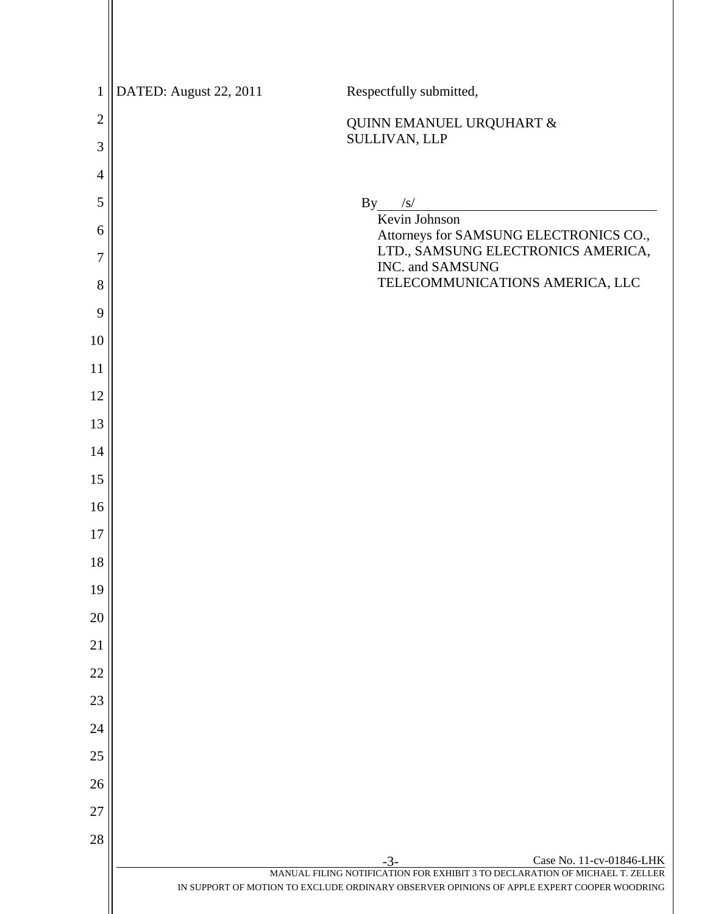DATED: August 22, 2011

Respectfully submitted,

QUINN EMANUEL URQUHART & SULLIVAN, LLP

By /s/
Kevin Johnson
Attorneys for SAMSUNG ELECTRONICS CO., LTD., SAMSUNG ELECTRONICS AMERICA, INC. and SAMSUNG TELECOMMUNICATIONS AMERICA, LLC